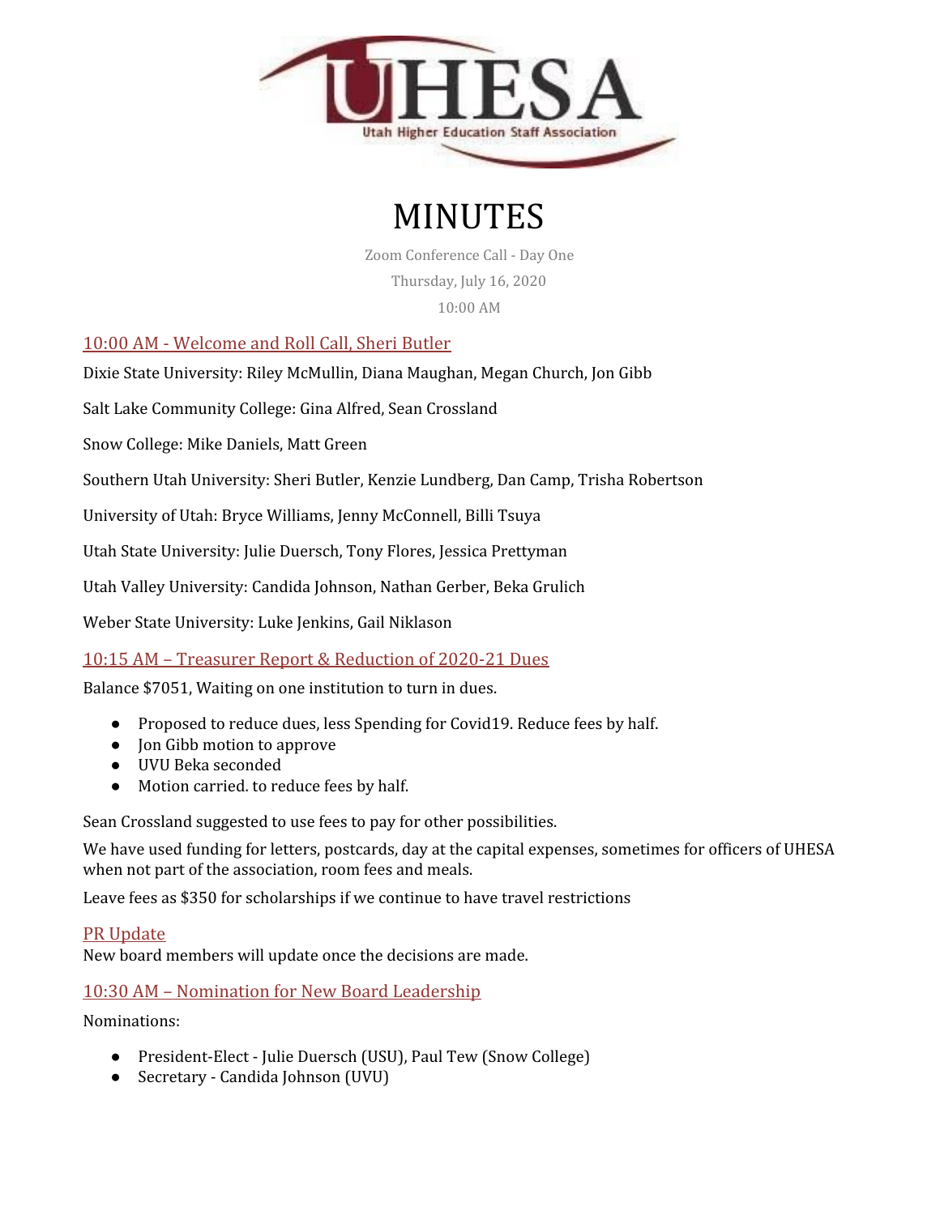UHESA

Utah Higher Education Staff Association

# MINUTES

Zoom Conference Call - Day One

Thursday, July 16, 2020

10:00 AM

## 10:00 AM - Welcome and Roll Call, Sheri Butler

Dixie State University: Riley McMullin, Diana Maughan, Megan Church, Jon Gibb

Salt Lake Community College: Gina Alfred, Sean Crossland

Snow College: Mike Daniels, Matt Green

Southern Utah University: Sheri Butler, Kenzie Lundberg, Dan Camp, Trisha Robertson

University of Utah: Bryce Williams, Jenny McConnell, Billi Tsuya

Utah State University: Julie Duersch, Tony Flores, Jessica Prettyman

Utah Valley University: Candida Johnson, Nathan Gerber, Beka Grulich

Weber State University: Luke Jenkins, Gail Niklason

## 10:15 AM – Treasurer Report & Reduction of 2020-21 Dues

Balance $7051, Waiting on one institution to turn in dues.

- Proposed to reduce dues, less Spending for Covid19. Reduce fees by half.
- Jon Gibb motion to approve
- UVU Beka seconded
- Motion carried. to reduce fees by half.

Sean Crossland suggested to use fees to pay for other possibilities.

We have used funding for letters, postcards, day at the capital expenses, sometimes for officers of UHESA when not part of the association, room fees and meals.

Leave fees as $350 for scholarships if we continue to have travel restrictions

## PR Update

New board members will update once the decisions are made.

## 10:30 AM – Nomination for New Board Leadership

Nominations:

- President-Elect - Julie Duersch (USU), Paul Tew (Snow College)
- Secretary - Candida Johnson (UVU)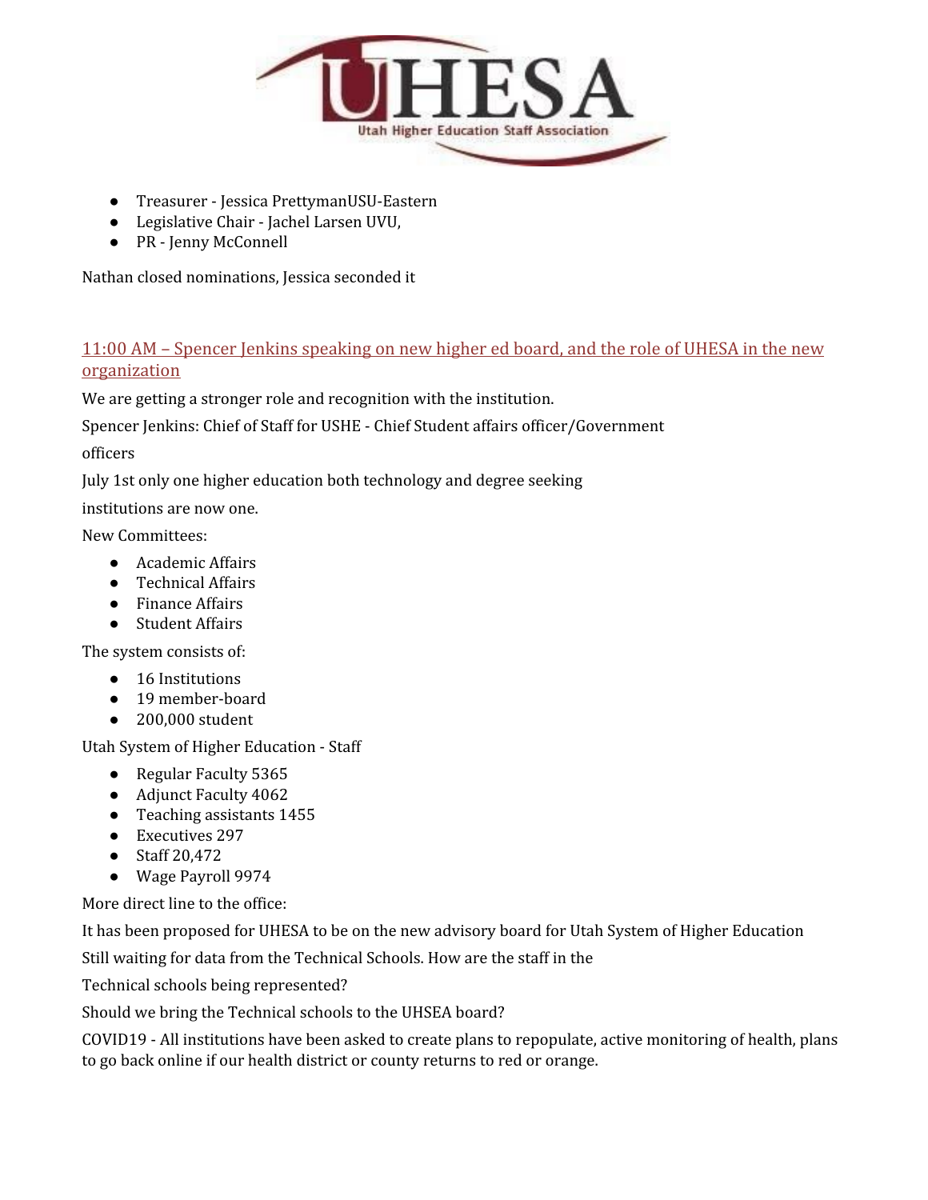- Treasurer - Jessica PrettymanUSU-Eastern
- Legislative Chair - Jachel Larsen UVU,
- PR - Jenny McConnell

Nathan closed nominations, Jessica seconded it

### 11:00 AM – Spencer Jenkins speaking on new higher ed board, and the role of UHESA in the new organization

We are getting a stronger role and recognition with the institution.

Spencer Jenkins: Chief of Staff for USHE - Chief Student affairs officer/Government officers

July 1st only one higher education both technology and degree seeking institutions are now one.

New Committees:

- Academic Affairs
- Technical Affairs
- Finance Affairs
- Student Affairs

The system consists of:

- 16 Institutions
- 19 member-board
- 200,000 student

Utah System of Higher Education - Staff

- Regular Faculty 5365
- Adjunct Faculty 4062
- Teaching assistants 1455
- Executives 297
- Staff 20,472
- Wage Payroll 9974

More direct line to the office:

It has been proposed for UHESA to be on the new advisory board for Utah System of Higher Education

Still waiting for data from the Technical Schools. How are the staff in the Technical schools being represented?

Should we bring the Technical schools to the UHSEA board?

COVID19 - All institutions have been asked to create plans to repopulate, active monitoring of health, plans to go back online if our health district or county returns to red or orange.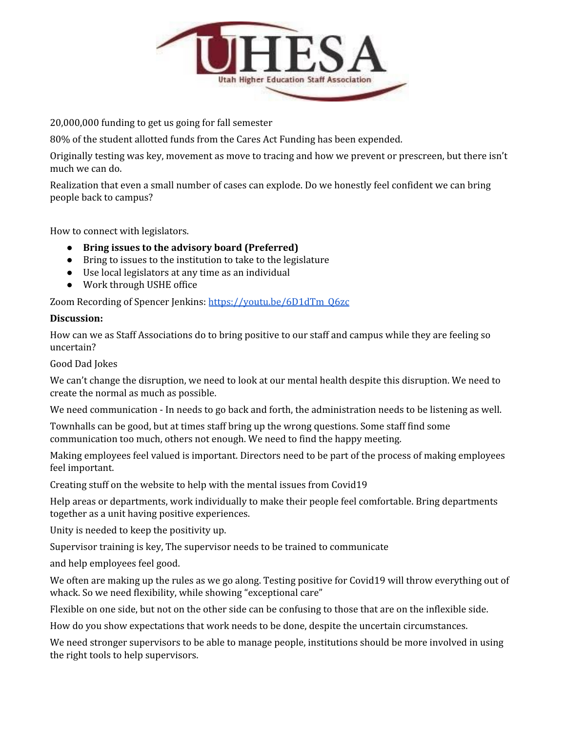20,000,000 funding to get us going for fall semester

80% of the student allotted funds from the Cares Act Funding has been expended.

Originally testing was key, movement as move to tracing and how we prevent or prescreen, but there isn't much we can do.

Realization that even a small number of cases can explode. Do we honestly feel confident we can bring people back to campus?

How to connect with legislators.

- **Bring issues to the advisory board (Preferred)**
- Bring to issues to the institution to take to the legislature
- Use local legislators at any time as an individual
- Work through USHE office

Zoom Recording of Spencer Jenkins: https://youtu.be/6D1dTm_Q6zc

**Discussion:**

How can we as Staff Associations do to bring positive to our staff and campus while they are feeling so uncertain?

Good Dad Jokes

We can't change the disruption, we need to look at our mental health despite this disruption. We need to create the normal as much as possible.

We need communication - In needs to go back and forth, the administration needs to be listening as well.

Townhalls can be good, but at times staff bring up the wrong questions. Some staff find some communication too much, others not enough. We need to find the happy meeting.

Making employees feel valued is important. Directors need to be part of the process of making employees feel important.

Creating stuff on the website to help with the mental issues from Covid19

Help areas or departments, work individually to make their people feel comfortable. Bring departments together as a unit having positive experiences.

Unity is needed to keep the positivity up.

Supervisor training is key, The supervisor needs to be trained to communicate

and help employees feel good.

We often are making up the rules as we go along. Testing positive for Covid19 will throw everything out of whack. So we need flexibility, while showing "exceptional care"

Flexible on one side, but not on the other side can be confusing to those that are on the inflexible side.

How do you show expectations that work needs to be done, despite the uncertain circumstances.

We need stronger supervisors to be able to manage people, institutions should be more involved in using the right tools to help supervisors.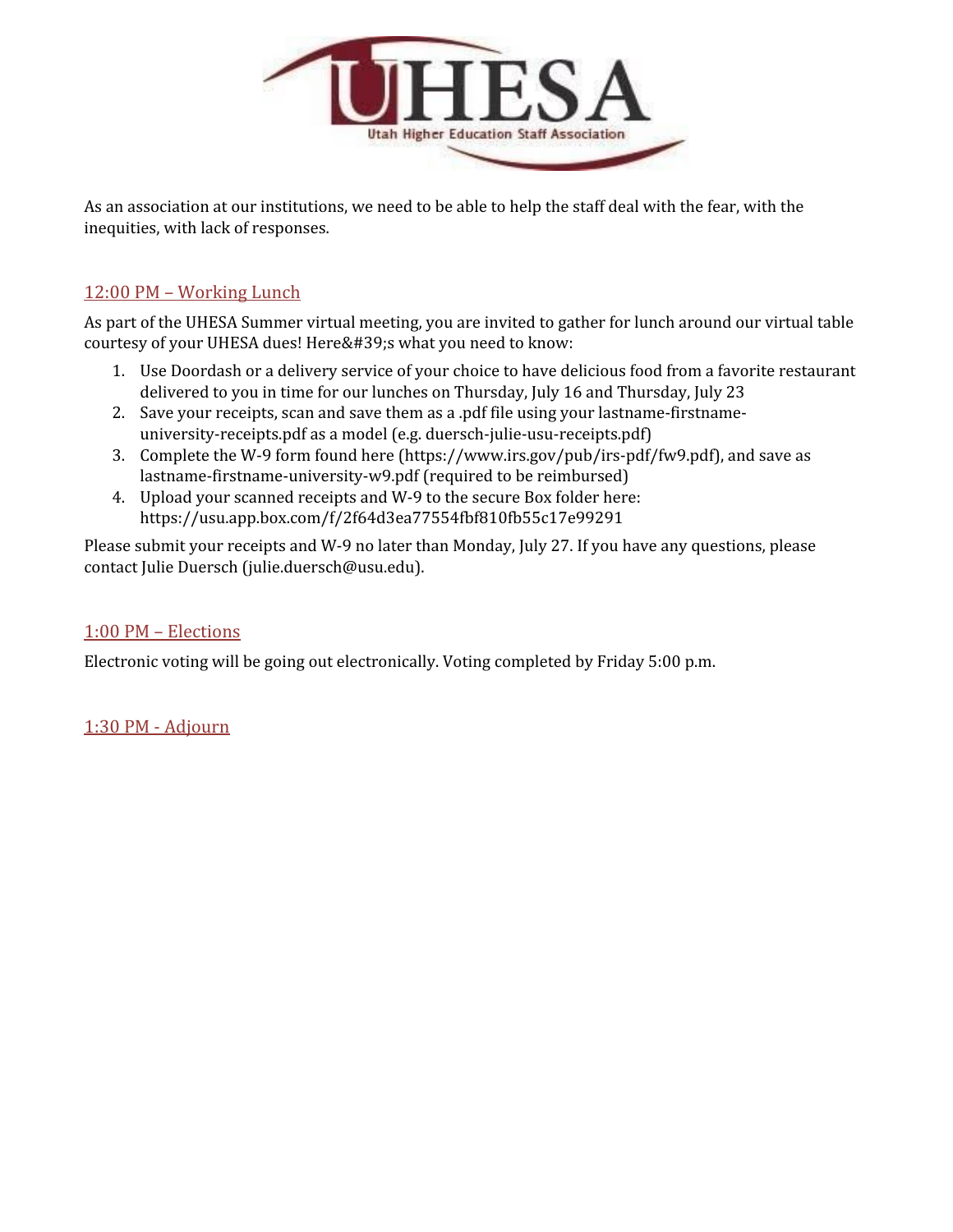As an association at our institutions, we need to be able to help the staff deal with the fear, with the inequities, with lack of responses.

## 12:00 PM – Working Lunch

As part of the UHESA Summer virtual meeting, you are invited to gather for lunch around our virtual table courtesy of your UHESA dues! Here&#39;s what you need to know:

1. Use Doordash or a delivery service of your choice to have delicious food from a favorite restaurant delivered to you in time for our lunches on Thursday, July 16 and Thursday, July 23
2. Save your receipts, scan and save them as a .pdf file using your lastname-firstname-university-receipts.pdf as a model (e.g. duersch-julie-usu-receipts.pdf)
3. Complete the W-9 form found here (https://www.irs.gov/pub/irs-pdf/fw9.pdf), and save as lastname-firstname-university-w9.pdf (required to be reimbursed)
4. Upload your scanned receipts and W-9 to the secure Box folder here: https://usu.app.box.com/f/2f64d3ea77554fbf810fb55c17e99291

Please submit your receipts and W-9 no later than Monday, July 27. If you have any questions, please contact Julie Duersch (julie.duersch@usu.edu).

## 1:00 PM – Elections

Electronic voting will be going out electronically. Voting completed by Friday 5:00 p.m.

## 1:30 PM - Adjourn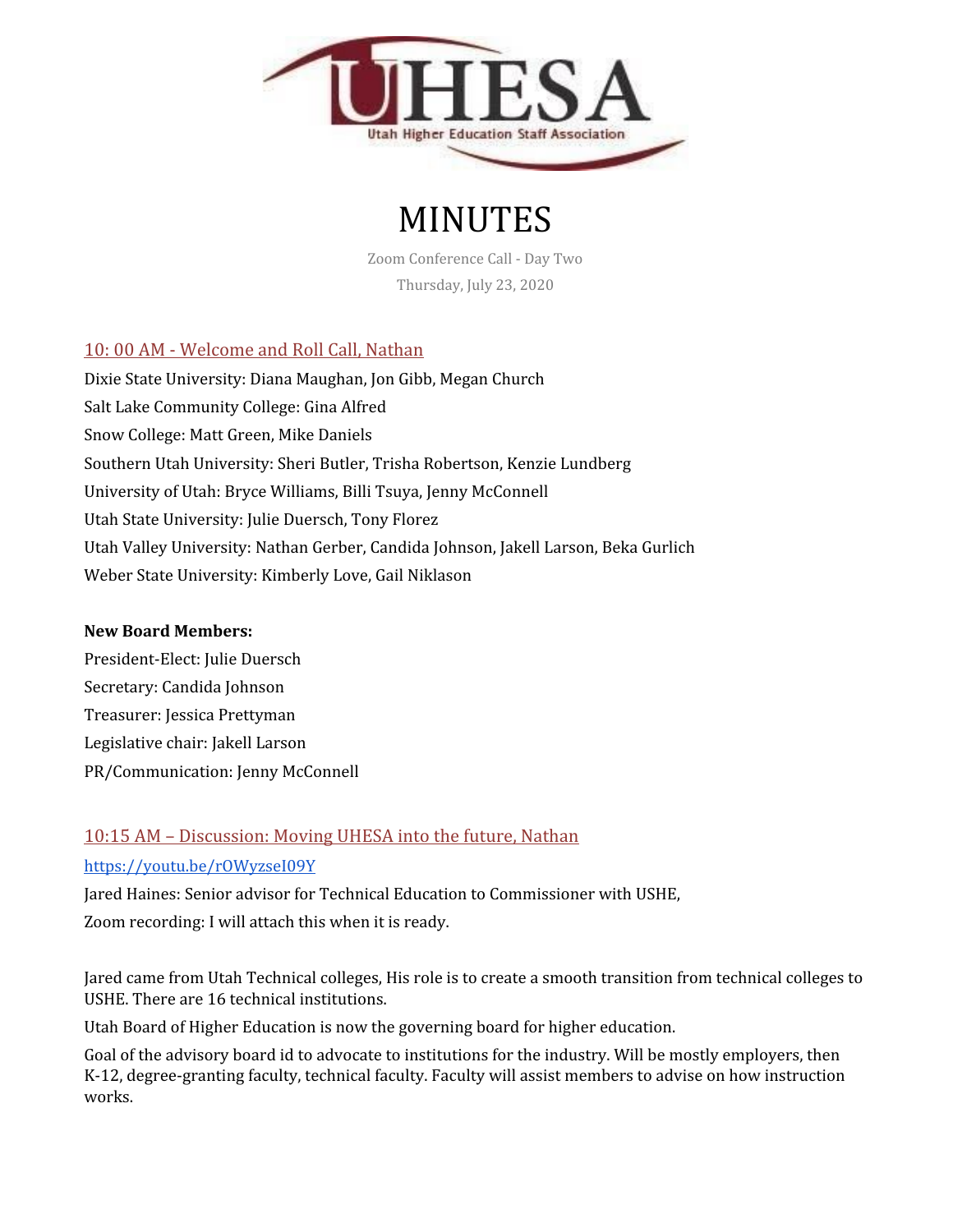# MINUTES

Zoom Conference Call - Day Two

Thursday, July 23, 2020

## 10: 00 AM - Welcome and Roll Call, Nathan

Dixie State University: Diana Maughan, Jon Gibb, Megan Church

Salt Lake Community College: Gina Alfred

Snow College: Matt Green, Mike Daniels

Southern Utah University: Sheri Butler, Trisha Robertson, Kenzie Lundberg

University of Utah: Bryce Williams, Billi Tsuya, Jenny McConnell

Utah State University: Julie Duersch, Tony Florez

Utah Valley University: Nathan Gerber, Candida Johnson, Jakell Larson, Beka Gurlich

Weber State University: Kimberly Love, Gail Niklason

**New Board Members:**

President-Elect: Julie Duersch

Secretary: Candida Johnson

Treasurer: Jessica Prettyman

Legislative chair: Jakell Larson

PR/Communication: Jenny McConnell

## 10:15 AM – Discussion: Moving UHESA into the future, Nathan

https://youtu.be/rOWyzseI09Y

Jared Haines: Senior advisor for Technical Education to Commissioner with USHE,

Zoom recording: I will attach this when it is ready.

Jared came from Utah Technical colleges, His role is to create a smooth transition from technical colleges to USHE. There are 16 technical institutions.

Utah Board of Higher Education is now the governing board for higher education.

Goal of the advisory board id to advocate to institutions for the industry. Will be mostly employers, then K-12, degree-granting faculty, technical faculty. Faculty will assist members to advise on how instruction works.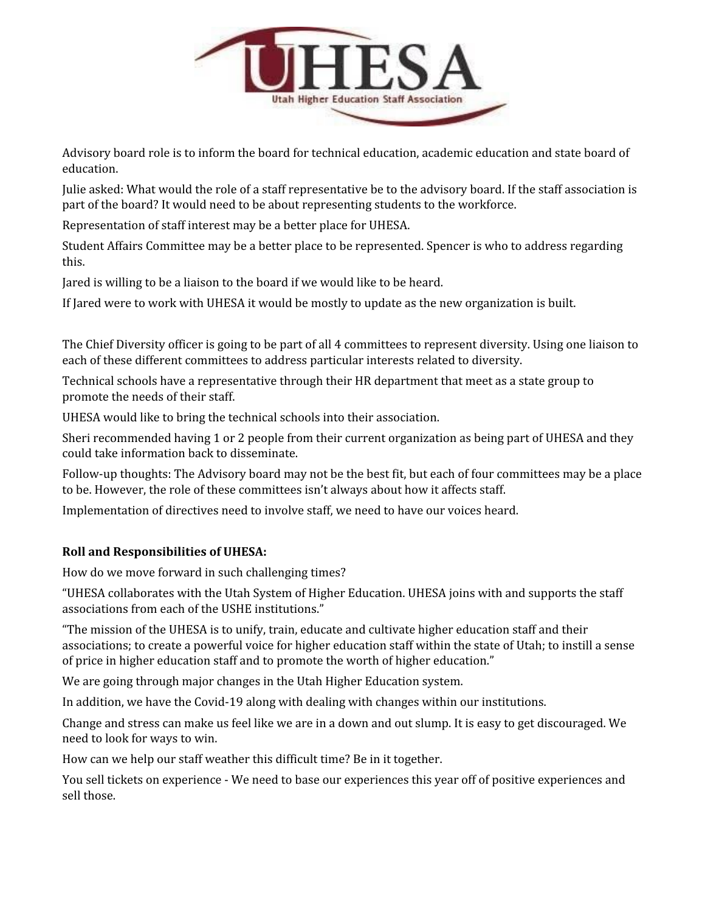Advisory board role is to inform the board for technical education, academic education and state board of education.

Julie asked: What would the role of a staff representative be to the advisory board. If the staff association is part of the board? It would need to be about representing students to the workforce.

Representation of staff interest may be a better place for UHESA.

Student Affairs Committee may be a better place to be represented. Spencer is who to address regarding this.

Jared is willing to be a liaison to the board if we would like to be heard.

If Jared were to work with UHESA it would be mostly to update as the new organization is built.

The Chief Diversity officer is going to be part of all 4 committees to represent diversity. Using one liaison to each of these different committees to address particular interests related to diversity.

Technical schools have a representative through their HR department that meet as a state group to promote the needs of their staff.

UHESA would like to bring the technical schools into their association.

Sheri recommended having 1 or 2 people from their current organization as being part of UHESA and they could take information back to disseminate.

Follow-up thoughts: The Advisory board may not be the best fit, but each of four committees may be a place to be. However, the role of these committees isn't always about how it affects staff.

Implementation of directives need to involve staff, we need to have our voices heard.

**Roll and Responsibilities of UHESA:**

How do we move forward in such challenging times?

"UHESA collaborates with the Utah System of Higher Education. UHESA joins with and supports the staff associations from each of the USHE institutions."

"The mission of the UHESA is to unify, train, educate and cultivate higher education staff and their associations; to create a powerful voice for higher education staff within the state of Utah; to instill a sense of price in higher education staff and to promote the worth of higher education."

We are going through major changes in the Utah Higher Education system.

In addition, we have the Covid-19 along with dealing with changes within our institutions.

Change and stress can make us feel like we are in a down and out slump. It is easy to get discouraged. We need to look for ways to win.

How can we help our staff weather this difficult time? Be in it together.

You sell tickets on experience - We need to base our experiences this year off of positive experiences and sell those.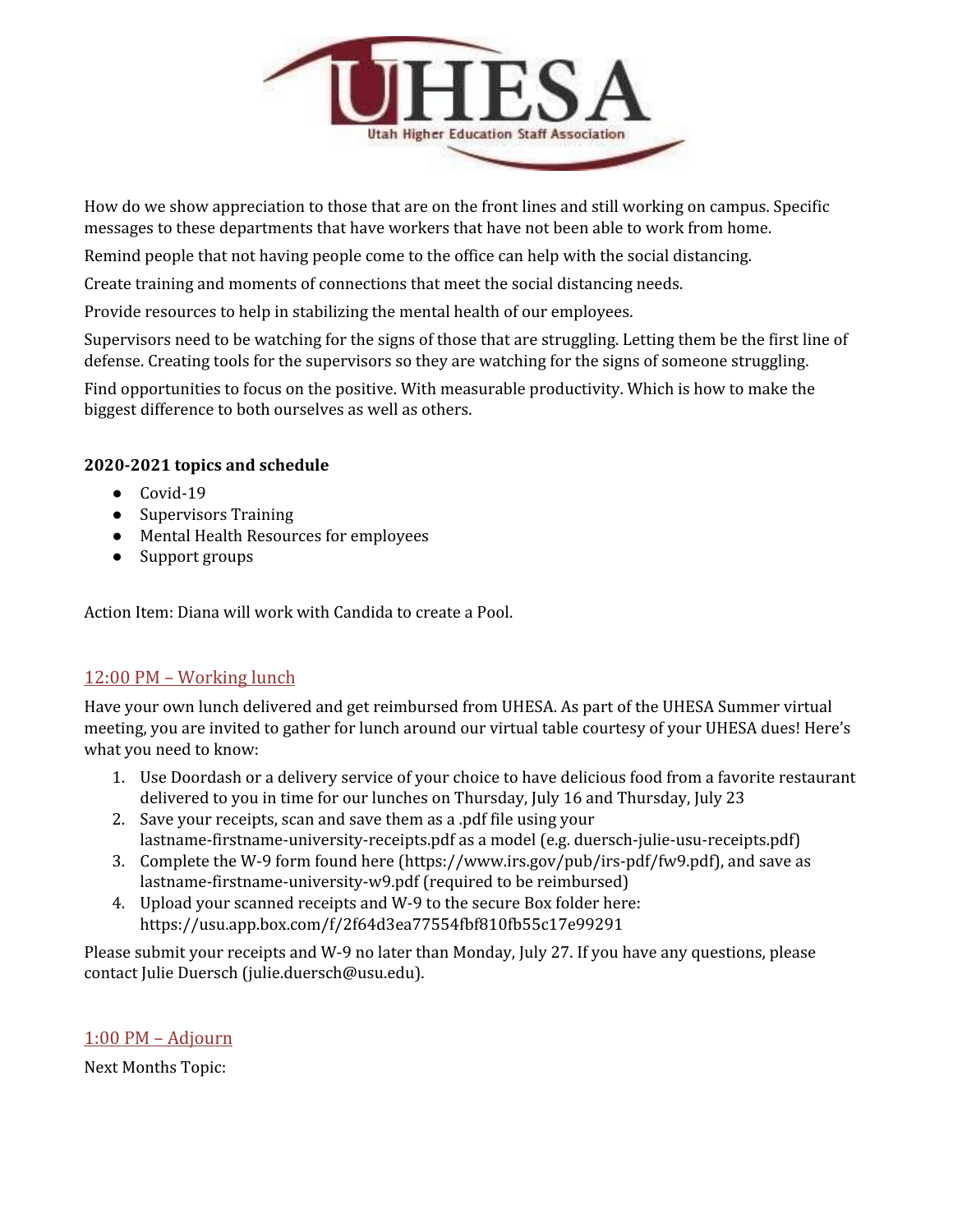How do we show appreciation to those that are on the front lines and still working on campus. Specific messages to these departments that have workers that have not been able to work from home.

Remind people that not having people come to the office can help with the social distancing.

Create training and moments of connections that meet the social distancing needs.

Provide resources to help in stabilizing the mental health of our employees.

Supervisors need to be watching for the signs of those that are struggling. Letting them be the first line of defense. Creating tools for the supervisors so they are watching for the signs of someone struggling.

Find opportunities to focus on the positive. With measurable productivity. Which is how to make the biggest difference to both ourselves as well as others.

**2020-2021 topics and schedule**

- Covid-19
- Supervisors Training
- Mental Health Resources for employees
- Support groups

Action Item: Diana will work with Candida to create a Pool.

## 12:00 PM – Working lunch

Have your own lunch delivered and get reimbursed from UHESA. As part of the UHESA Summer virtual meeting, you are invited to gather for lunch around our virtual table courtesy of your UHESA dues! Here's what you need to know:

1. Use Doordash or a delivery service of your choice to have delicious food from a favorite restaurant delivered to you in time for our lunches on Thursday, July 16 and Thursday, July 23
2. Save your receipts, scan and save them as a .pdf file using your lastname-firstname-university-receipts.pdf as a model (e.g. duersch-julie-usu-receipts.pdf)
3. Complete the W-9 form found here (https://www.irs.gov/pub/irs-pdf/fw9.pdf), and save as lastname-firstname-university-w9.pdf (required to be reimbursed)
4. Upload your scanned receipts and W-9 to the secure Box folder here: https://usu.app.box.com/f/2f64d3ea77554fbf810fb55c17e99291

Please submit your receipts and W-9 no later than Monday, July 27. If you have any questions, please contact Julie Duersch (julie.duersch@usu.edu).

## 1:00 PM – Adjourn

Next Months Topic: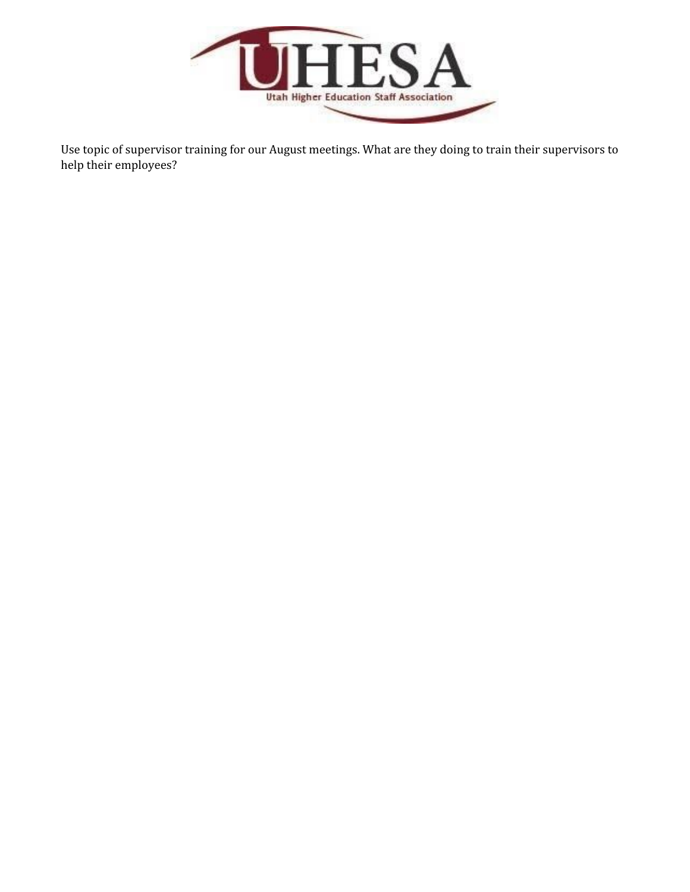UHESA

Utah Higher Education Staff Association

Use topic of supervisor training for our August meetings. What are they doing to train their supervisors to help their employees?